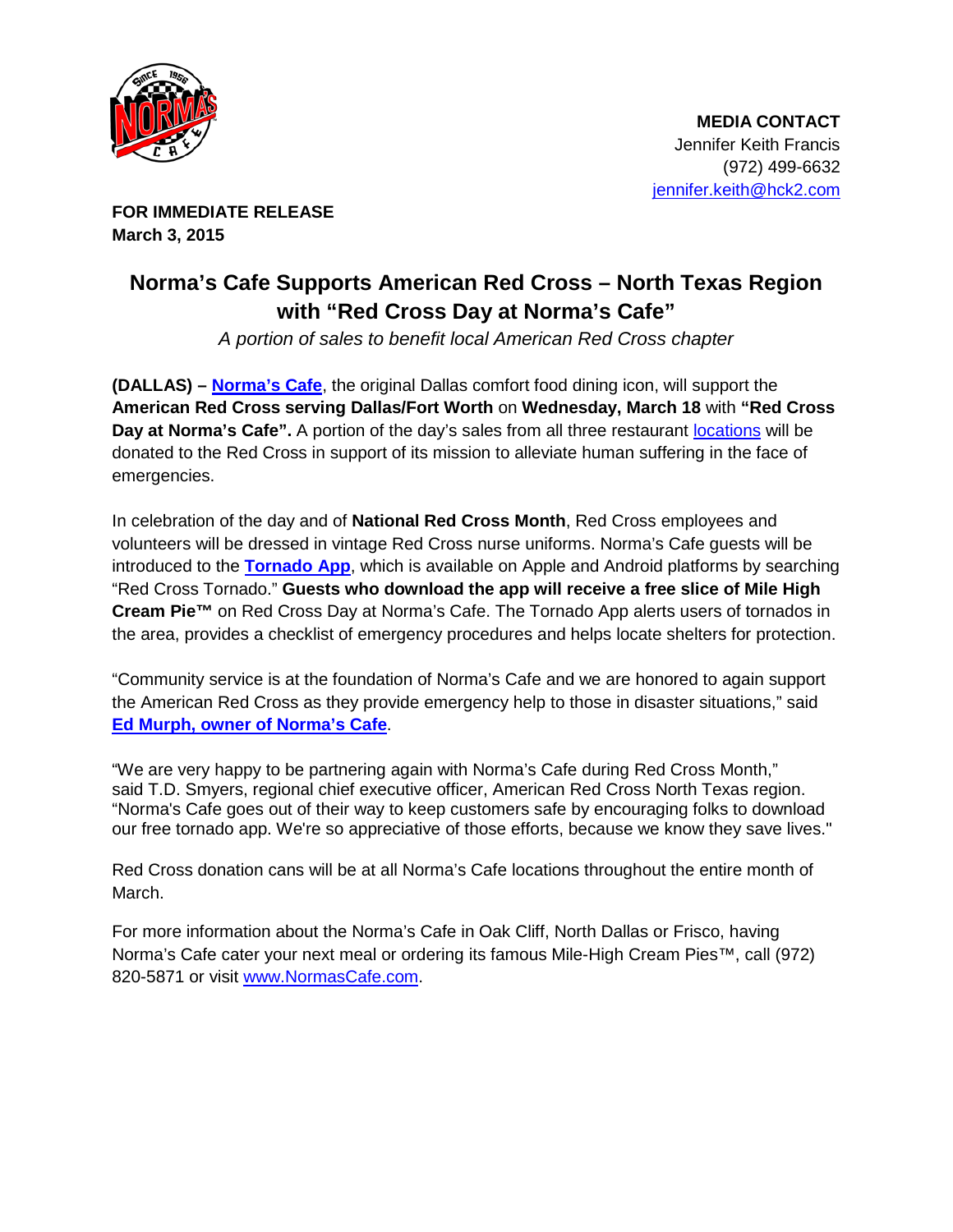**MEDIA CONTACT**
Jennifer Keith Francis
(972) 499-6632
jennifer.keith@hck2.com

**FOR IMMEDIATE RELEASE**
**March 3, 2015**

# Norma's Cafe Supports American Red Cross – North Texas Region with "Red Cross Day at Norma's Cafe"

*A portion of sales to benefit local American Red Cross chapter*

**(DALLAS) – Norma's Cafe**, the original Dallas comfort food dining icon, will support the **American Red Cross serving Dallas/Fort Worth** on **Wednesday, March 18** with **"Red Cross Day at Norma's Cafe".** A portion of the day's sales from all three restaurant locations will be donated to the Red Cross in support of its mission to alleviate human suffering in the face of emergencies.

In celebration of the day and of **National Red Cross Month**, Red Cross employees and volunteers will be dressed in vintage Red Cross nurse uniforms. Norma's Cafe guests will be introduced to the **Tornado App**, which is available on Apple and Android platforms by searching "Red Cross Tornado." **Guests who download the app will receive a free slice of Mile High Cream Pie™** on Red Cross Day at Norma's Cafe. The Tornado App alerts users of tornados in the area, provides a checklist of emergency procedures and helps locate shelters for protection.

"Community service is at the foundation of Norma's Cafe and we are honored to again support the American Red Cross as they provide emergency help to those in disaster situations," said **Ed Murph, owner of Norma's Cafe**.

"We are very happy to be partnering again with Norma's Cafe during Red Cross Month," said T.D. Smyers, regional chief executive officer, American Red Cross North Texas region. "Norma's Cafe goes out of their way to keep customers safe by encouraging folks to download our free tornado app. We're so appreciative of those efforts, because we know they save lives."

Red Cross donation cans will be at all Norma's Cafe locations throughout the entire month of March.

For more information about the Norma's Cafe in Oak Cliff, North Dallas or Frisco, having Norma's Cafe cater your next meal or ordering its famous Mile-High Cream Pies™, call (972) 820-5871 or visit www.NormasCafe.com.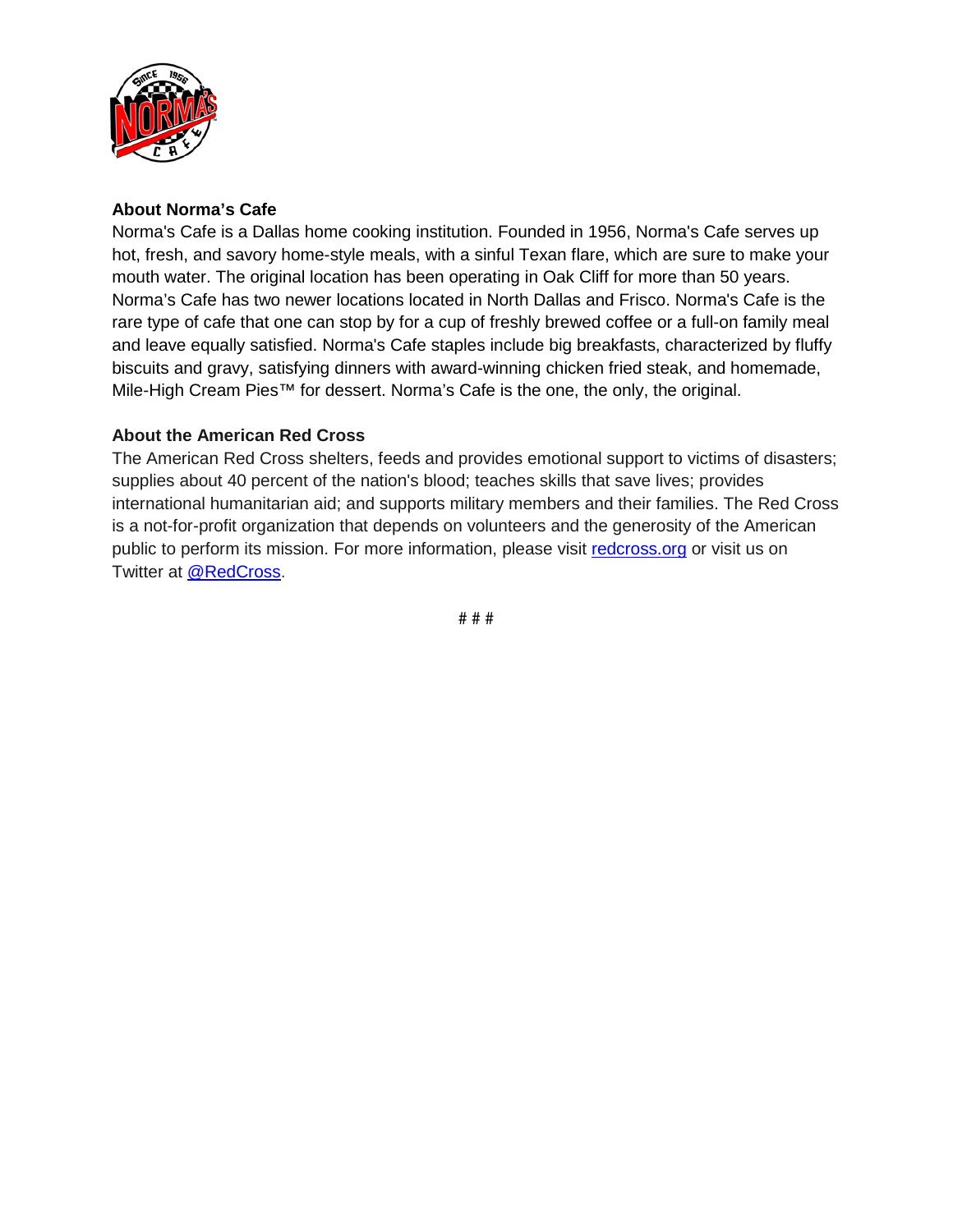**About Norma's Cafe**

Norma's Cafe is a Dallas home cooking institution. Founded in 1956, Norma's Cafe serves up hot, fresh, and savory home-style meals, with a sinful Texan flare, which are sure to make your mouth water. The original location has been operating in Oak Cliff for more than 50 years. Norma's Cafe has two newer locations located in North Dallas and Frisco. Norma's Cafe is the rare type of cafe that one can stop by for a cup of freshly brewed coffee or a full-on family meal and leave equally satisfied. Norma's Cafe staples include big breakfasts, characterized by fluffy biscuits and gravy, satisfying dinners with award-winning chicken fried steak, and homemade, Mile-High Cream Pies™ for dessert. Norma's Cafe is the one, the only, the original.

**About the American Red Cross**

The American Red Cross shelters, feeds and provides emotional support to victims of disasters; supplies about 40 percent of the nation's blood; teaches skills that save lives; provides international humanitarian aid; and supports military members and their families. The Red Cross is a not-for-profit organization that depends on volunteers and the generosity of the American public to perform its mission. For more information, please visit redcross.org or visit us on Twitter at @RedCross.

# # #